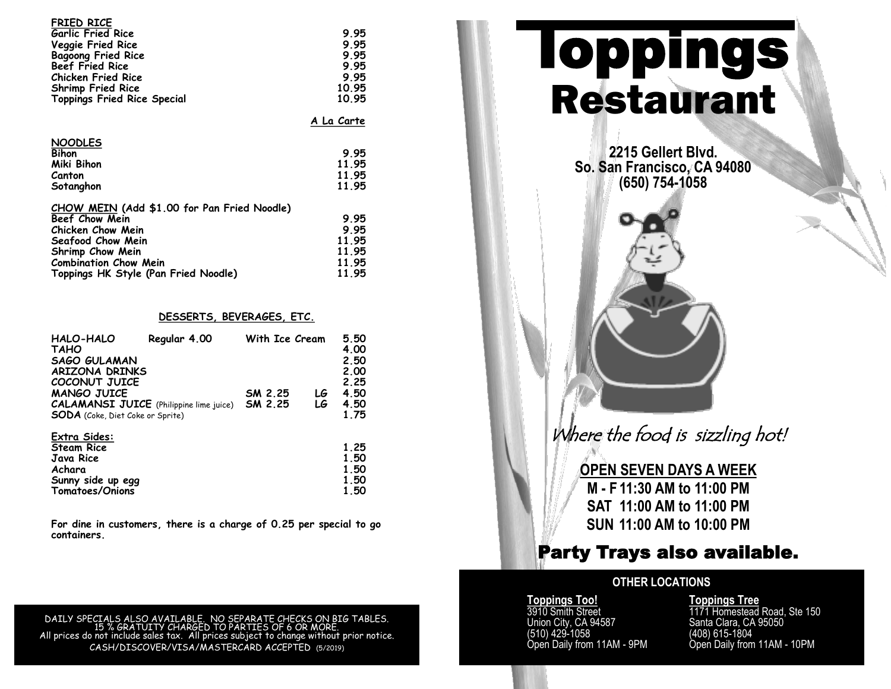## FRIED RICE

| Item | Price |
|---|---|
| Garlic Fried Rice | 9.95 |
| Veggie Fried Rice | 9.95 |
| Bagoong Fried Rice | 9.95 |
| Beef Fried Rice | 9.95 |
| Chicken Fried Rice | 9.95 |
| Shrimp Fried Rice | 10.95 |
| Toppings Fried Rice Special | 10.95 |

A La Carte

## NOODLES

| Item | Price |
|---|---|
| Bihon | 9.95 |
| Miki Bihon | 11.95 |
| Canton | 11.95 |
| Sotanghon | 11.95 |

## CHOW MEIN (Add $1.00 for Pan Fried Noodle)

| Item | Price |
|---|---|
| Beef Chow Mein | 9.95 |
| Chicken Chow Mein | 9.95 |
| Seafood Chow Mein | 11.95 |
| Shrimp Chow Mein | 11.95 |
| Combination Chow Mein | 11.95 |
| Toppings HK Style (Pan Fried Noodle) | 11.95 |

## DESSERTS, BEVERAGES, ETC.

| Item | | | | Price |
|---|---|---|---|---|
| HALO-HALO | Regular 4.00 | With Ice Cream | | 5.50 |
| TAHO | | | | 4.00 |
| SAGO GULAMAN | | | | 2.50 |
| ARIZONA DRINKS | | | | 2.00 |
| COCONUT JUICE | | | | 2.25 |
| MANGO JUICE | | SM 2.25 | LG | 4.50 |
| CALAMANSI JUICE (Philippine lime juice) | | SM 2.25 | LG | 4.50 |
| SODA (Coke, Diet Coke or Sprite) | | | | 1.75 |

### Extra Sides:

| Item | Price |
|---|---|
| Steam Rice | 1.25 |
| Java Rice | 1.50 |
| Achara | 1.50 |
| Sunny side up egg | 1.50 |
| Tomatoes/Onions | 1.50 |

For dine in customers, there is a charge of 0.25 per special to go containers.

DAILY SPECIALS ALSO AVAILABLE. NO SEPARATE CHECKS ON BIG TABLES.
15 % GRATUITY CHARGED TO PARTIES OF 6 OR MORE.
All prices do not include sales tax. All prices subject to change without prior notice.
CASH/DISCOVER/VISA/MASTERCARD ACCEPTED (5/2019)

# Toppings Restaurant

**2215 Gellert Blvd.**
**So. San Francisco, CA 94080**
**(650) 754-1058**

*Where the food is sizzling hot!*

**OPEN SEVEN DAYS A WEEK**

**M - F 11:30 AM to 11:00 PM**
**SAT 11:00 AM to 11:00 PM**
**SUN 11:00 AM to 10:00 PM**

## Party Trays also available.

### OTHER LOCATIONS

**Toppings Too!**
3910 Smith Street
Union City, CA 94587
(510) 429-1058
Open Daily from 11AM - 9PM

**Toppings Tree**
1171 Homestead Road, Ste 150
Santa Clara, CA 95050
(408) 615-1804
Open Daily from 11AM - 10PM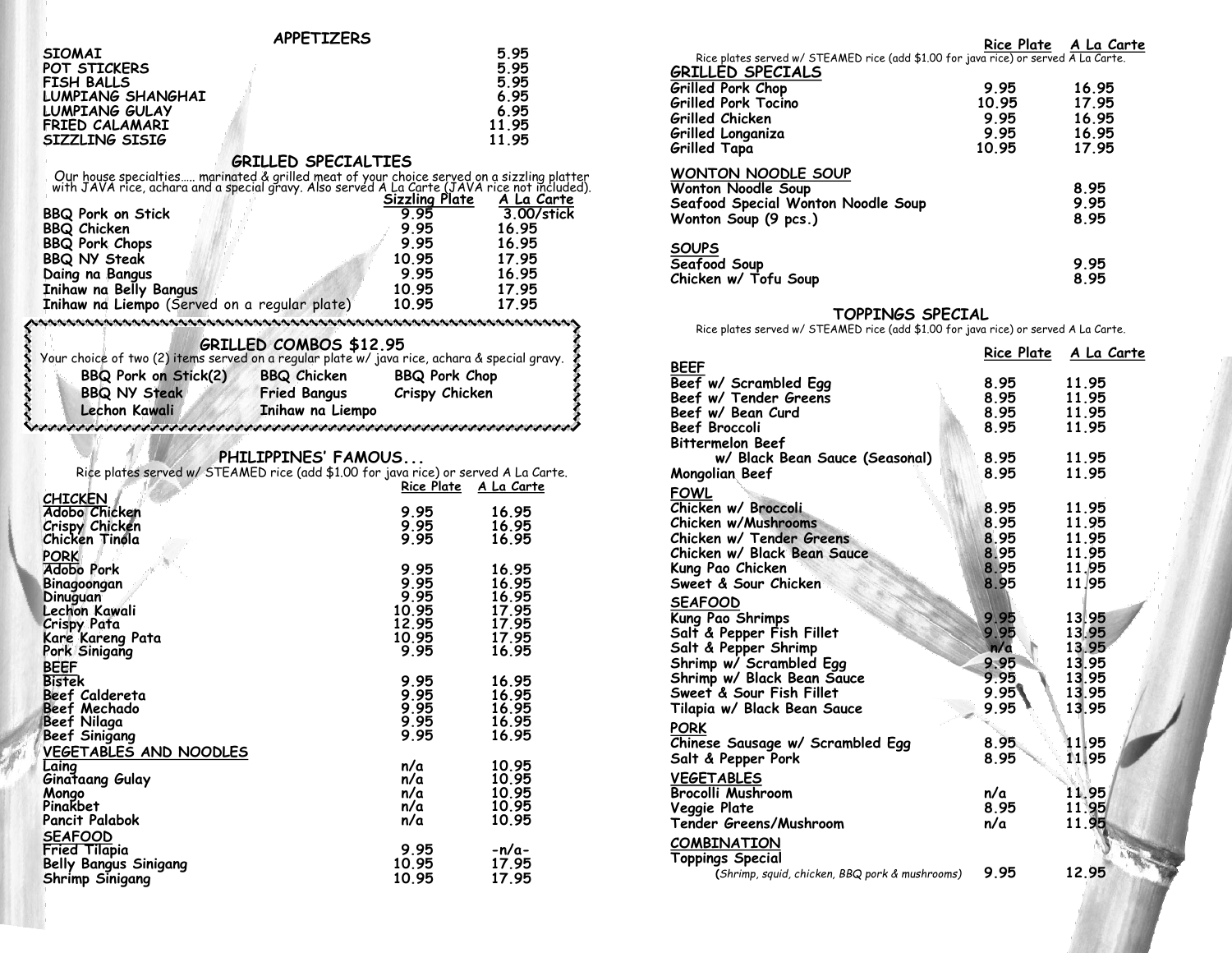## APPETIZERS

| | |
|---|---|
| SIOMAI | 5.95 |
| POT STICKERS | 5.95 |
| FISH BALLS | 5.95 |
| LUMPIANG SHANGHAI | 6.95 |
| LUMPIANG GULAY | 6.95 |
| FRIED CALAMARI | 11.95 |
| SIZZLING SISIG | 11.95 |

## GRILLED SPECIALTIES

Our house specialties..... marinated & grilled meat of your choice served on a sizzling platter with JAVA rice, achara and a special gravy. Also served A La Carte (JAVA rice not included).

| | Sizzling Plate | A La Carte |
|---|---|---|
| BBQ Pork on Stick | 9.95 | 3.00/stick |
| BBQ Chicken | 9.95 | 16.95 |
| BBQ Pork Chops | 9.95 | 16.95 |
| BBQ NY Steak | 10.95 | 17.95 |
| Daing na Bangus | 9.95 | 16.95 |
| Inihaw na Belly Bangus | 10.95 | 17.95 |
| **Inihaw na Liempo** (Served on a regular plate) | 10.95 | 17.95 |

## GRILLED COMBOS $12.95

Your choice of two (2) items served on a regular plate w/ java rice, achara & special gravy.

- BBQ Pork on Stick(2)
- BBQ Chicken
- BBQ Pork Chop
- BBQ NY Steak
- Fried Bangus
- Crispy Chicken
- Lechon Kawali
- Inihaw na Liempo

## PHILIPPINES' FAMOUS...

Rice plates served w/ STEAMED rice (add $1.00 for java rice) or served A La Carte.

| | Rice Plate | A La Carte |
|---|---|---|
| **CHICKEN** | | |
| Adobo Chicken | 9.95 | 16.95 |
| Crispy Chicken | 9.95 | 16.95 |
| Chicken Tinola | 9.95 | 16.95 |
| **PORK** | | |
| Adobo Pork | 9.95 | 16.95 |
| Binagoongan | 9.95 | 16.95 |
| Dinuguan | 9.95 | 16.95 |
| Lechon Kawali | 10.95 | 17.95 |
| Crispy Pata | 12.95 | 17.95 |
| Kare Kareng Pata | 10.95 | 17.95 |
| Pork Sinigang | 9.95 | 16.95 |
| **BEEF** | | |
| Bistek | 9.95 | 16.95 |
| Beef Caldereta | 9.95 | 16.95 |
| Beef Mechado | 9.95 | 16.95 |
| Beef Nilaga | 9.95 | 16.95 |
| Beef Sinigang | 9.95 | 16.95 |
| **VEGETABLES AND NOODLES** | | |
| Laing | n/a | 10.95 |
| Ginataang Gulay | n/a | 10.95 |
| Mongo | n/a | 10.95 |
| Pinakbet | n/a | 10.95 |
| Pancit Palabok | n/a | 10.95 |
| **SEAFOOD** | | |
| Fried Tilapia | 9.95 | -n/a- |
| Belly Bangus Sinigang | 10.95 | 17.95 |
| Shrimp Sinigang | 10.95 | 17.95 |

Rice plates served w/ STEAMED rice (add $1.00 for java rice) or served A La Carte.

## GRILLED SPECIALS

| | Rice Plate | A La Carte |
|---|---|---|
| Grilled Pork Chop | 9.95 | 16.95 |
| Grilled Pork Tocino | 10.95 | 17.95 |
| Grilled Chicken | 9.95 | 16.95 |
| Grilled Longaniza | 9.95 | 16.95 |
| Grilled Tapa | 10.95 | 17.95 |

## WONTON NOODLE SOUP

| | |
|---|---|
| Wonton Noodle Soup | 8.95 |
| Seafood Special Wonton Noodle Soup | 9.95 |
| Wonton Soup (9 pcs.) | 8.95 |

## SOUPS

| | |
|---|---|
| Seafood Soup | 9.95 |
| Chicken w/ Tofu Soup | 8.95 |

## TOPPINGS SPECIAL

Rice plates served w/ STEAMED rice (add $1.00 for java rice) or served A La Carte.

| | Rice Plate | A La Carte |
|---|---|---|
| **BEEF** | | |
| Beef w/ Scrambled Egg | 8.95 | 11.95 |
| Beef w/ Tender Greens | 8.95 | 11.95 |
| Beef w/ Bean Curd | 8.95 | 11.95 |
| Beef Broccoli | 8.95 | 11.95 |
| Bittermelon Beef w/ Black Bean Sauce (Seasonal) | 8.95 | 11.95 |
| Mongolian Beef | 8.95 | 11.95 |
| **FOWL** | | |
| Chicken w/ Broccoli | 8.95 | 11.95 |
| Chicken w/Mushrooms | 8.95 | 11.95 |
| Chicken w/ Tender Greens | 8.95 | 11.95 |
| Chicken w/ Black Bean Sauce | 8.95 | 11.95 |
| Kung Pao Chicken | 8.95 | 11.95 |
| Sweet & Sour Chicken | 8.95 | 11.95 |
| **SEAFOOD** | | |
| Kung Pao Shrimps | 9.95 | 13.95 |
| Salt & Pepper Fish Fillet | 9.95 | 13.95 |
| Salt & Pepper Shrimp | n/a | 13.95 |
| Shrimp w/ Scrambled Egg | 9.95 | 13.95 |
| Shrimp w/ Black Bean Sauce | 9.95 | 13.95 |
| Sweet & Sour Fish Fillet | 9.95 | 13.95 |
| Tilapia w/ Black Bean Sauce | 9.95 | 13.95 |
| **PORK** | | |
| Chinese Sausage w/ Scrambled Egg | 8.95 | 11.95 |
| Salt & Pepper Pork | 8.95 | 11.95 |
| **VEGETABLES** | | |
| Brocolli Mushroom | n/a | 11.95 |
| Veggie Plate | 8.95 | 11.95 |
| Tender Greens/Mushroom | n/a | 11.95 |
| **COMBINATION** | | |
| Toppings Special *(Shrimp, squid, chicken, BBQ pork & mushrooms)* | 9.95 | 12.95 |